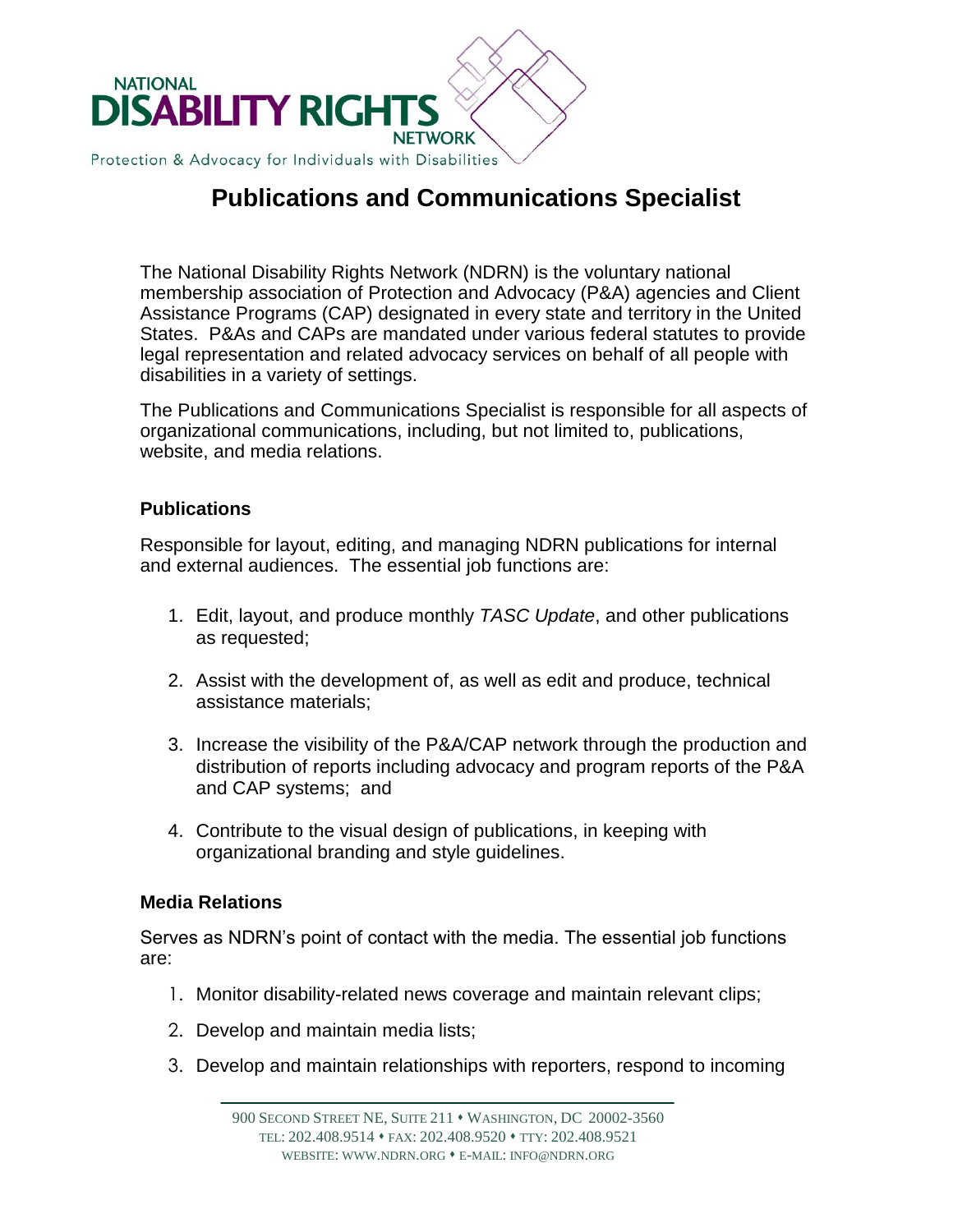NATIONAL DISABILITY RIGHTS NETWORK

Protection & Advocacy for Individuals with Disabilities

# Publications and Communications Specialist

The National Disability Rights Network (NDRN) is the voluntary national membership association of Protection and Advocacy (P&A) agencies and Client Assistance Programs (CAP) designated in every state and territory in the United States. P&As and CAPs are mandated under various federal statutes to provide legal representation and related advocacy services on behalf of all people with disabilities in a variety of settings.

The Publications and Communications Specialist is responsible for all aspects of organizational communications, including, but not limited to, publications, website, and media relations.

## Publications

Responsible for layout, editing, and managing NDRN publications for internal and external audiences. The essential job functions are:

1. Edit, layout, and produce monthly *TASC Update*, and other publications as requested;
2. Assist with the development of, as well as edit and produce, technical assistance materials;
3. Increase the visibility of the P&A/CAP network through the production and distribution of reports including advocacy and program reports of the P&A and CAP systems; and
4. Contribute to the visual design of publications, in keeping with organizational branding and style guidelines.

## Media Relations

Serves as NDRN's point of contact with the media. The essential job functions are:

1. Monitor disability-related news coverage and maintain relevant clips;
2. Develop and maintain media lists;
3. Develop and maintain relationships with reporters, respond to incoming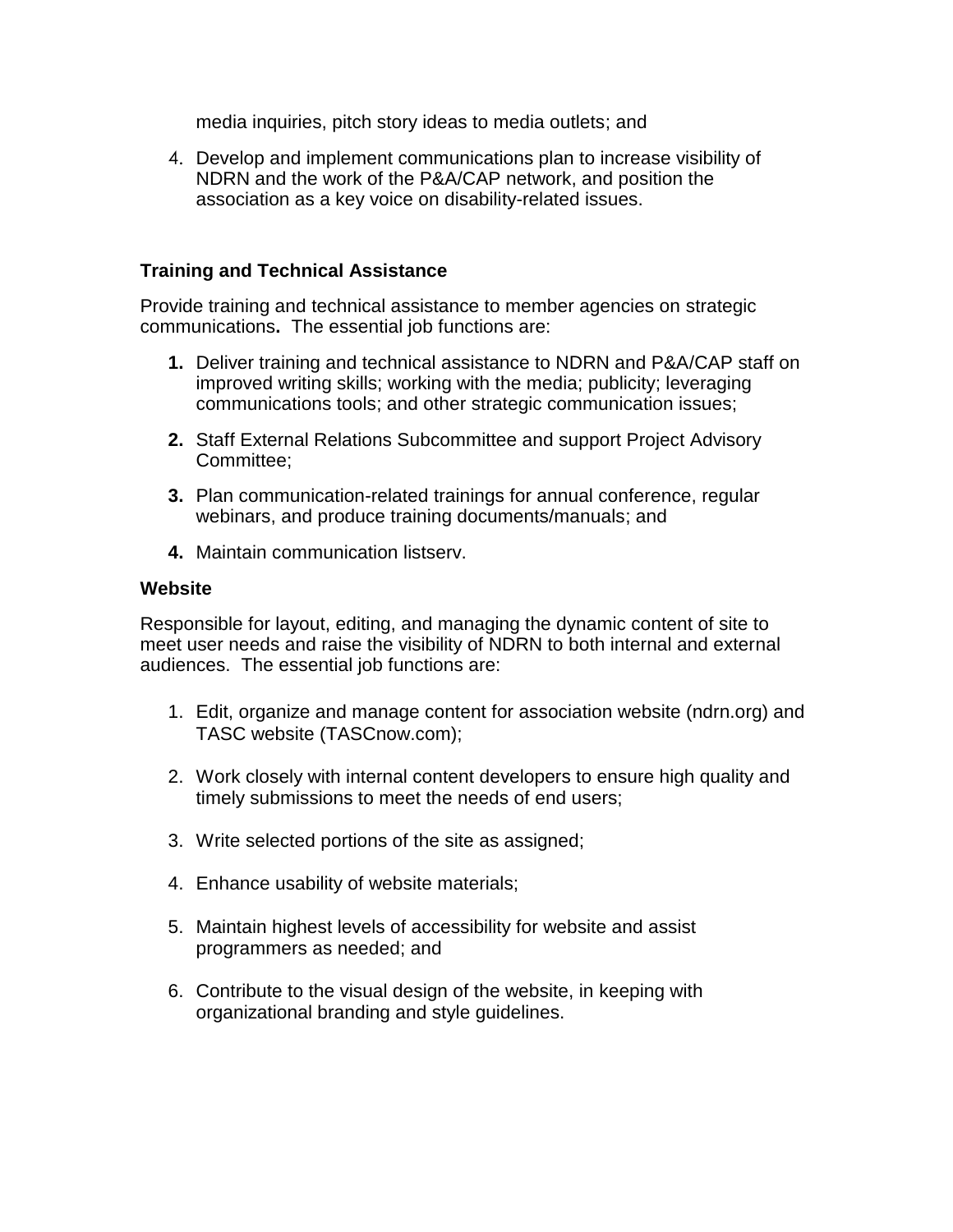media inquiries, pitch story ideas to media outlets; and

4. Develop and implement communications plan to increase visibility of NDRN and the work of the P&A/CAP network, and position the association as a key voice on disability-related issues.

### Training and Technical Assistance

Provide training and technical assistance to member agencies on strategic communications**.** The essential job functions are:

1. Deliver training and technical assistance to NDRN and P&A/CAP staff on improved writing skills; working with the media; publicity; leveraging communications tools; and other strategic communication issues;
2. Staff External Relations Subcommittee and support Project Advisory Committee;
3. Plan communication-related trainings for annual conference, regular webinars, and produce training documents/manuals; and
4. Maintain communication listserv.

### Website

Responsible for layout, editing, and managing the dynamic content of site to meet user needs and raise the visibility of NDRN to both internal and external audiences. The essential job functions are:

1. Edit, organize and manage content for association website (ndrn.org) and TASC website (TASCnow.com);
2. Work closely with internal content developers to ensure high quality and timely submissions to meet the needs of end users;
3. Write selected portions of the site as assigned;
4. Enhance usability of website materials;
5. Maintain highest levels of accessibility for website and assist programmers as needed; and
6. Contribute to the visual design of the website, in keeping with organizational branding and style guidelines.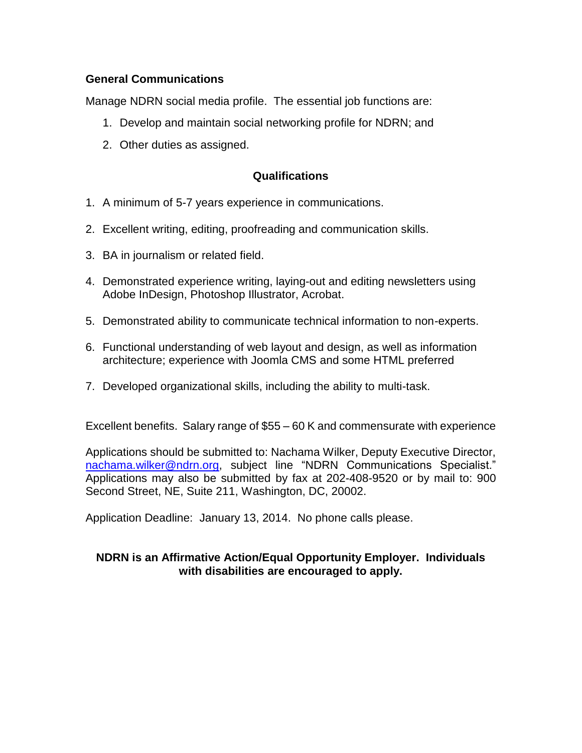**General Communications**

Manage NDRN social media profile. The essential job functions are:

1. Develop and maintain social networking profile for NDRN; and
2. Other duties as assigned.

**Qualifications**

1. A minimum of 5-7 years experience in communications.
2. Excellent writing, editing, proofreading and communication skills.
3. BA in journalism or related field.
4. Demonstrated experience writing, laying-out and editing newsletters using Adobe InDesign, Photoshop Illustrator, Acrobat.
5. Demonstrated ability to communicate technical information to non-experts.
6. Functional understanding of web layout and design, as well as information architecture; experience with Joomla CMS and some HTML preferred
7. Developed organizational skills, including the ability to multi-task.

Excellent benefits. Salary range of $55 – 60 K and commensurate with experience

Applications should be submitted to: Nachama Wilker, Deputy Executive Director, nachama.wilker@ndrn.org, subject line "NDRN Communications Specialist." Applications may also be submitted by fax at 202-408-9520 or by mail to: 900 Second Street, NE, Suite 211, Washington, DC, 20002.

Application Deadline: January 13, 2014. No phone calls please.

**NDRN is an Affirmative Action/Equal Opportunity Employer. Individuals with disabilities are encouraged to apply.**